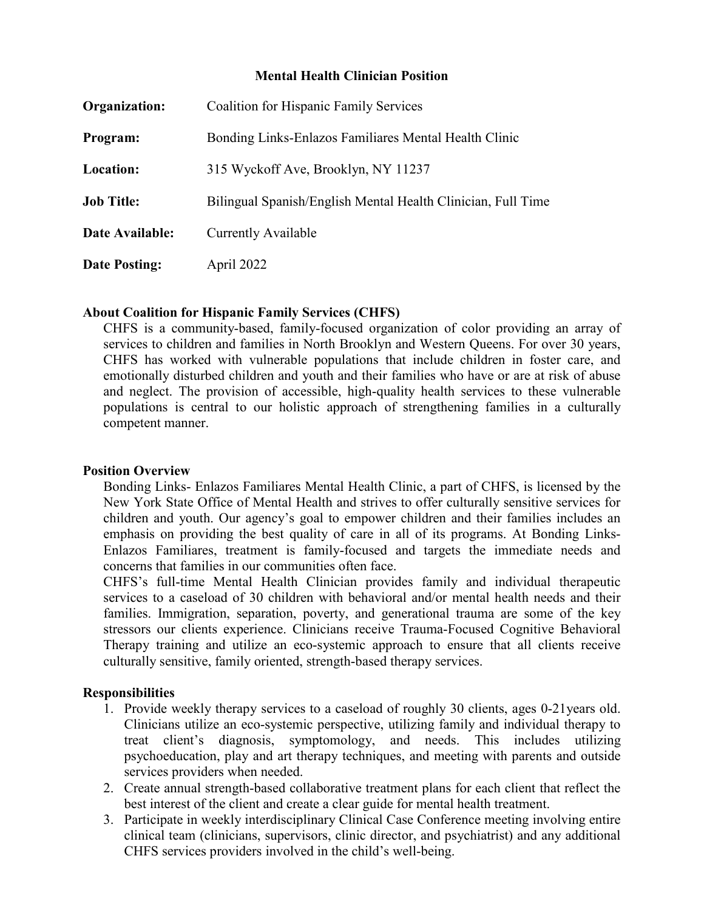# Mental Health Clinician Position

**Organization:** Coalition for Hispanic Family Services

**Program:** Bonding Links-Enlazos Familiares Mental Health Clinic

**Location:** 315 Wyckoff Ave, Brooklyn, NY 11237

**Job Title:** Bilingual Spanish/English Mental Health Clinician, Full Time

**Date Available:** Currently Available

**Date Posting:** April 2022

## About Coalition for Hispanic Family Services (CHFS)

CHFS is a community-based, family-focused organization of color providing an array of services to children and families in North Brooklyn and Western Queens. For over 30 years, CHFS has worked with vulnerable populations that include children in foster care, and emotionally disturbed children and youth and their families who have or are at risk of abuse and neglect. The provision of accessible, high-quality health services to these vulnerable populations is central to our holistic approach of strengthening families in a culturally competent manner.

## Position Overview

Bonding Links- Enlazos Familiares Mental Health Clinic, a part of CHFS, is licensed by the New York State Office of Mental Health and strives to offer culturally sensitive services for children and youth. Our agency's goal to empower children and their families includes an emphasis on providing the best quality of care in all of its programs. At Bonding Links-Enlazos Familiares, treatment is family-focused and targets the immediate needs and concerns that families in our communities often face.

CHFS's full-time Mental Health Clinician provides family and individual therapeutic services to a caseload of 30 children with behavioral and/or mental health needs and their families. Immigration, separation, poverty, and generational trauma are some of the key stressors our clients experience. Clinicians receive Trauma-Focused Cognitive Behavioral Therapy training and utilize an eco-systemic approach to ensure that all clients receive culturally sensitive, family oriented, strength-based therapy services.

## Responsibilities

1. Provide weekly therapy services to a caseload of roughly 30 clients, ages 0-21years old. Clinicians utilize an eco-systemic perspective, utilizing family and individual therapy to treat client's diagnosis, symptomology, and needs. This includes utilizing psychoeducation, play and art therapy techniques, and meeting with parents and outside services providers when needed.
2. Create annual strength-based collaborative treatment plans for each client that reflect the best interest of the client and create a clear guide for mental health treatment.
3. Participate in weekly interdisciplinary Clinical Case Conference meeting involving entire clinical team (clinicians, supervisors, clinic director, and psychiatrist) and any additional CHFS services providers involved in the child's well-being.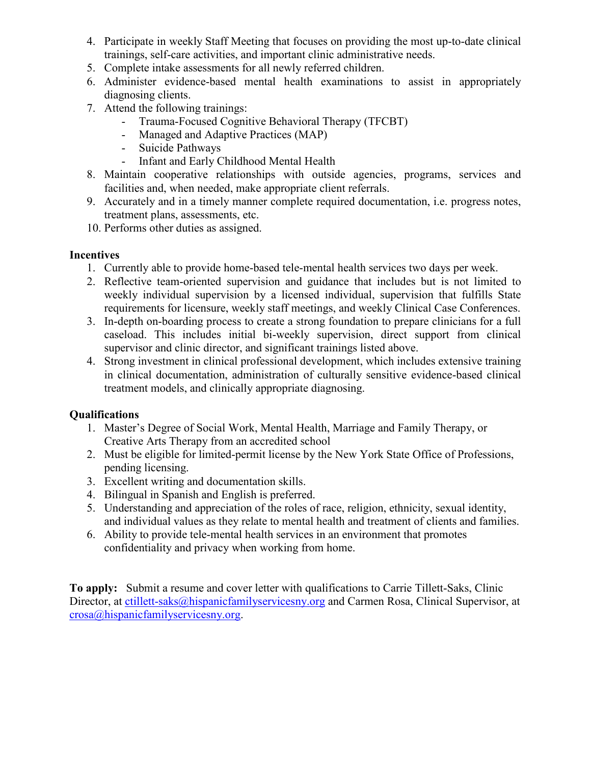4. Participate in weekly Staff Meeting that focuses on providing the most up-to-date clinical trainings, self-care activities, and important clinic administrative needs.
5. Complete intake assessments for all newly referred children.
6. Administer evidence-based mental health examinations to assist in appropriately diagnosing clients.
7. Attend the following trainings:
   - Trauma-Focused Cognitive Behavioral Therapy (TFCBT)
   - Managed and Adaptive Practices (MAP)
   - Suicide Pathways
   - Infant and Early Childhood Mental Health
8. Maintain cooperative relationships with outside agencies, programs, services and facilities and, when needed, make appropriate client referrals.
9. Accurately and in a timely manner complete required documentation, i.e. progress notes, treatment plans, assessments, etc.
10. Performs other duties as assigned.

**Incentives**

1. Currently able to provide home-based tele-mental health services two days per week.
2. Reflective team-oriented supervision and guidance that includes but is not limited to weekly individual supervision by a licensed individual, supervision that fulfills State requirements for licensure, weekly staff meetings, and weekly Clinical Case Conferences.
3. In-depth on-boarding process to create a strong foundation to prepare clinicians for a full caseload. This includes initial bi-weekly supervision, direct support from clinical supervisor and clinic director, and significant trainings listed above.
4. Strong investment in clinical professional development, which includes extensive training in clinical documentation, administration of culturally sensitive evidence-based clinical treatment models, and clinically appropriate diagnosing.

**Qualifications**

1. Master's Degree of Social Work, Mental Health, Marriage and Family Therapy, or Creative Arts Therapy from an accredited school
2. Must be eligible for limited-permit license by the New York State Office of Professions, pending licensing.
3. Excellent writing and documentation skills.
4. Bilingual in Spanish and English is preferred.
5. Understanding and appreciation of the roles of race, religion, ethnicity, sexual identity, and individual values as they relate to mental health and treatment of clients and families.
6. Ability to provide tele-mental health services in an environment that promotes confidentiality and privacy when working from home.

**To apply:** Submit a resume and cover letter with qualifications to Carrie Tillett-Saks, Clinic Director, at ctillett-saks@hispanicfamilyservicesny.org and Carmen Rosa, Clinical Supervisor, at crosa@hispanicfamilyservicesny.org.